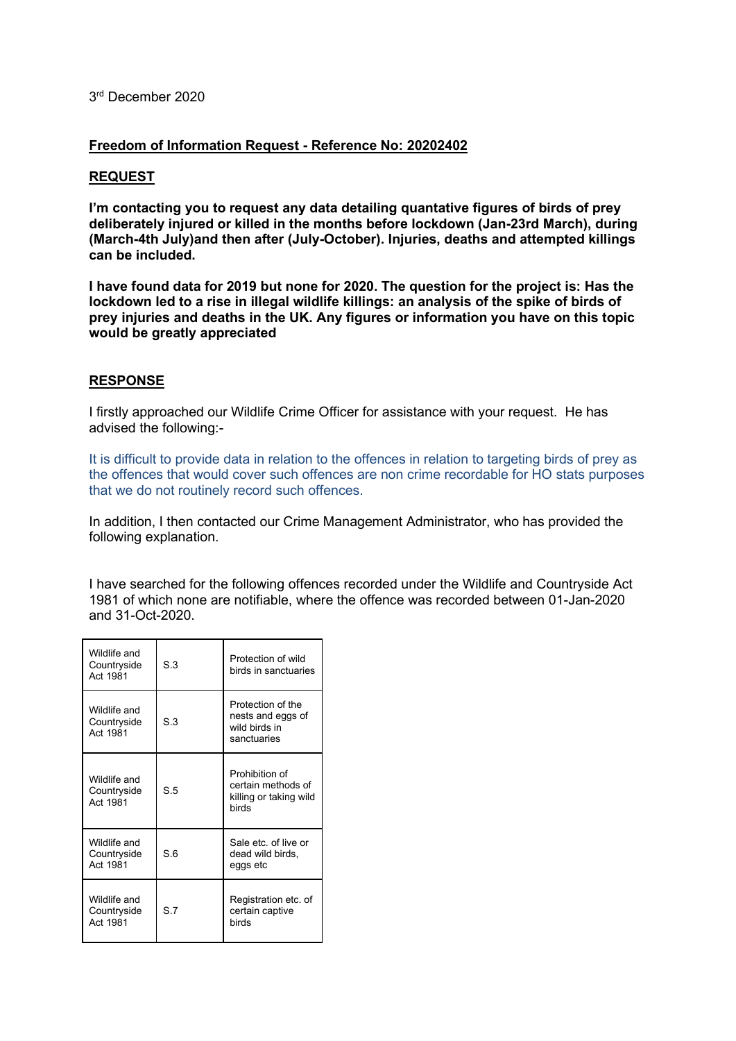3rd December 2020

**Freedom of Information Request - Reference No: 20202402**

**REQUEST**

**I'm contacting you to request any data detailing quantative figures of birds of prey deliberately injured or killed in the months before lockdown (Jan-23rd March), during (March-4th July)and then after (July-October). Injuries, deaths and attempted killings can be included.**

**I have found data for 2019 but none for 2020. The question for the project is: Has the lockdown led to a rise in illegal wildlife killings: an analysis of the spike of birds of prey injuries and deaths in the UK. Any figures or information you have on this topic would be greatly appreciated**

**RESPONSE**

I firstly approached our Wildlife Crime Officer for assistance with your request. He has advised the following:-

It is difficult to provide data in relation to the offences in relation to targeting birds of prey as the offences that would cover such offences are non crime recordable for HO stats purposes that we do not routinely record such offences.

In addition, I then contacted our Crime Management Administrator, who has provided the following explanation.

I have searched for the following offences recorded under the Wildlife and Countryside Act 1981 of which none are notifiable, where the offence was recorded between 01-Jan-2020 and 31-Oct-2020.

| | | |
|---|---|---|
| Wildlife and Countryside Act 1981 | S.3 | Protection of wild birds in sanctuaries |
| Wildlife and Countryside Act 1981 | S.3 | Protection of the nests and eggs of wild birds in sanctuaries |
| Wildlife and Countryside Act 1981 | S.5 | Prohibition of certain methods of killing or taking wild birds |
| Wildlife and Countryside Act 1981 | S.6 | Sale etc. of live or dead wild birds, eggs etc |
| Wildlife and Countryside Act 1981 | S.7 | Registration etc. of certain captive birds |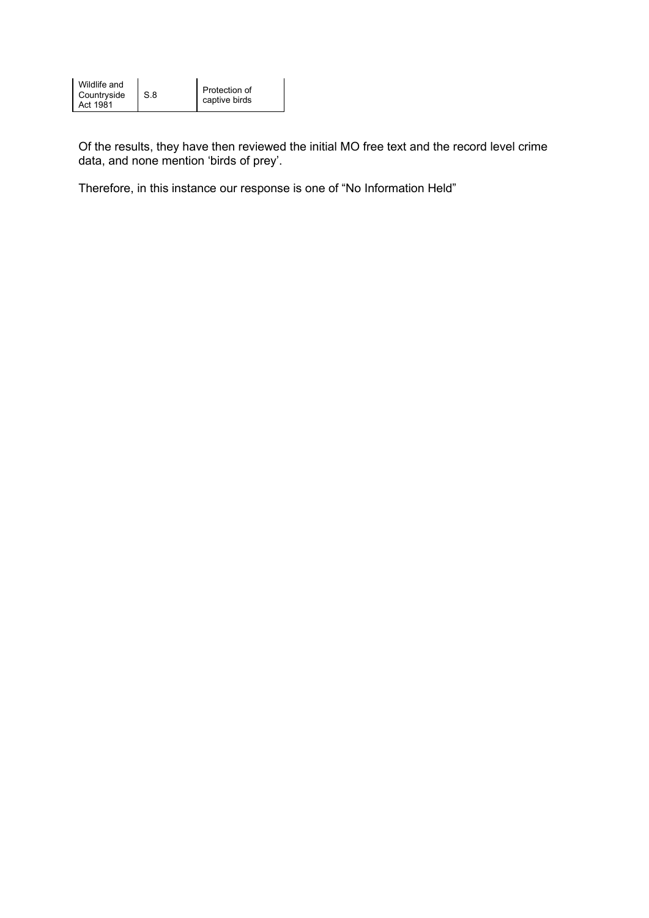| | | |
|---|---|---|
| Wildlife and Countryside Act 1981 | S.8 | Protection of captive birds |

Of the results, they have then reviewed the initial MO free text and the record level crime data, and none mention 'birds of prey'.

Therefore, in this instance our response is one of "No Information Held"